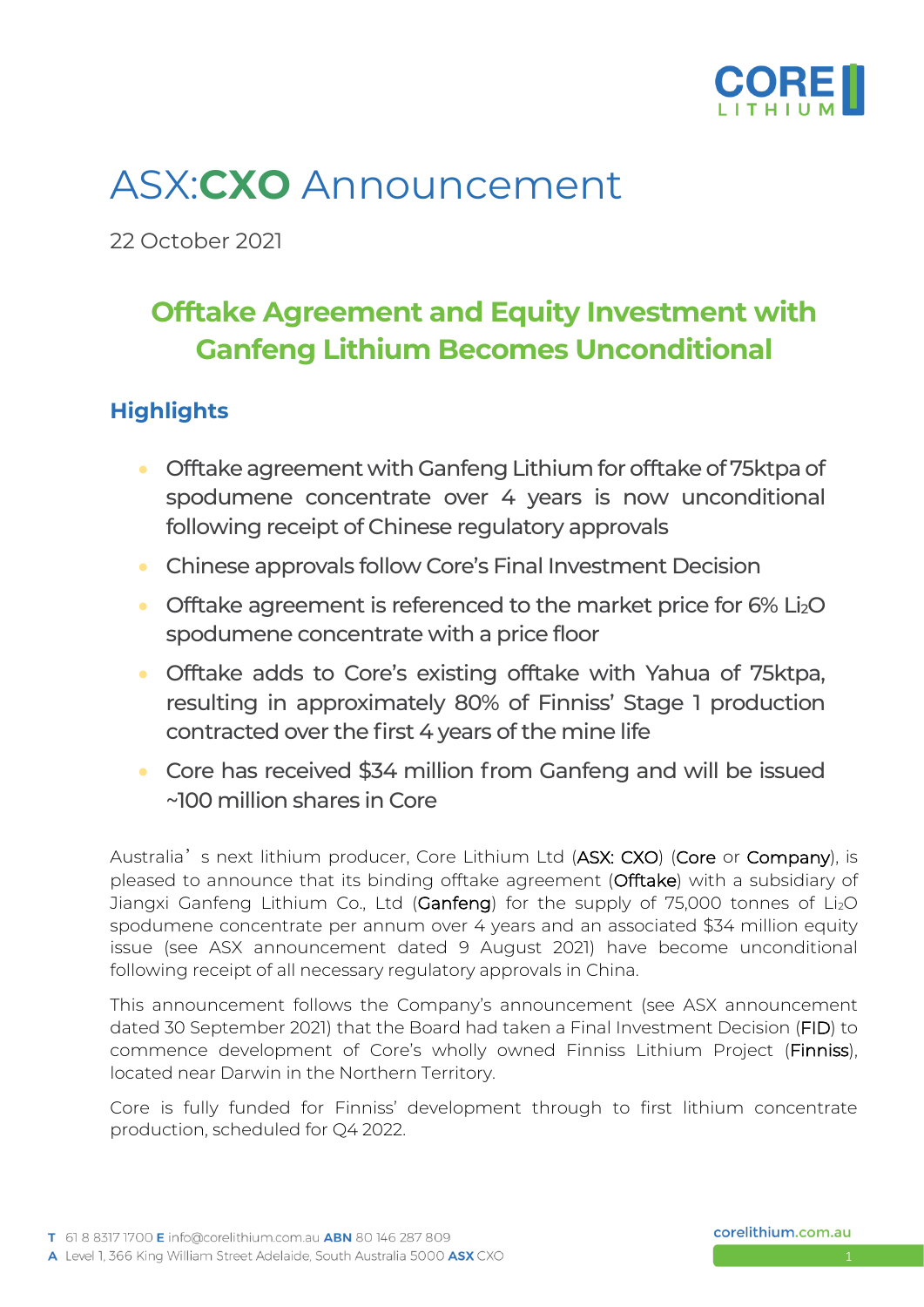# ASX:**CXO** Announcement

22 October 2021

## Offtake Agreement and Equity Investment with Ganfeng Lithium Becomes Unconditional

### Highlights

- Offtake agreement with Ganfeng Lithium for offtake of 75ktpa of spodumene concentrate over 4 years is now unconditional following receipt of Chinese regulatory approvals
- Chinese approvals follow Core's Final Investment Decision
- Offtake agreement is referenced to the market price for 6% $Li_2O$ spodumene concentrate with a price floor
- Offtake adds to Core's existing offtake with Yahua of 75ktpa, resulting in approximately 80% of Finniss' Stage 1 production contracted over the first 4 years of the mine life
- Core has received $34 million from Ganfeng and will be issued ~100 million shares in Core

Australia's next lithium producer, Core Lithium Ltd (**ASX: CXO**) (**Core** or **Company**), is pleased to announce that its binding offtake agreement (**Offtake**) with a subsidiary of Jiangxi Ganfeng Lithium Co., Ltd (**Ganfeng**) for the supply of 75,000 tonnes of $Li_2O$ spodumene concentrate per annum over 4 years and an associated $34 million equity issue (see ASX announcement dated 9 August 2021) have become unconditional following receipt of all necessary regulatory approvals in China.

This announcement follows the Company's announcement (see ASX announcement dated 30 September 2021) that the Board had taken a Final Investment Decision (**FID**) to commence development of Core's wholly owned Finniss Lithium Project (**Finniss**), located near Darwin in the Northern Territory.

Core is fully funded for Finniss' development through to first lithium concentrate production, scheduled for Q4 2022.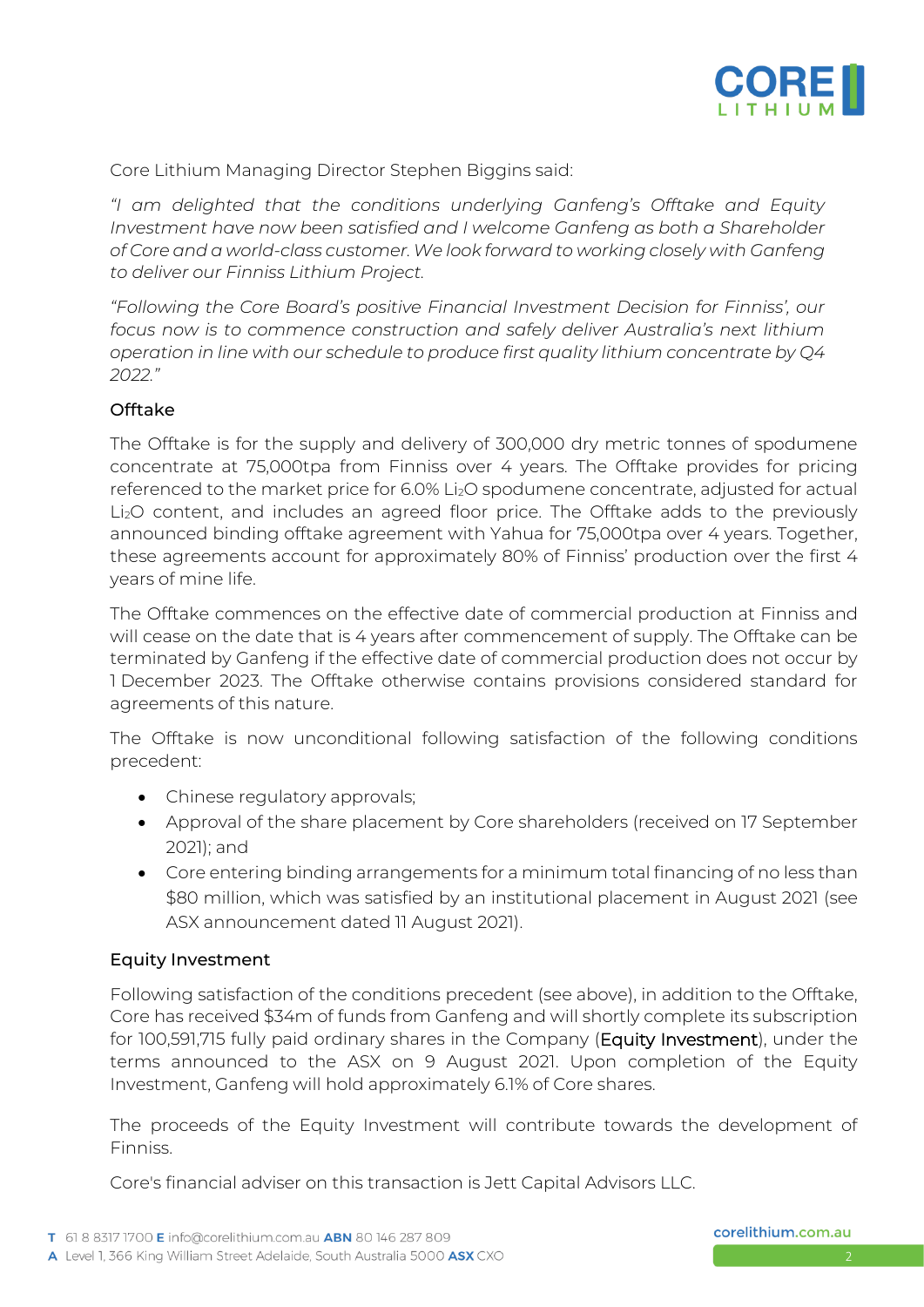Core Lithium Managing Director Stephen Biggins said:

*"I am delighted that the conditions underlying Ganfeng's Offtake and Equity Investment have now been satisfied and I welcome Ganfeng as both a Shareholder of Core and a world-class customer. We look forward to working closely with Ganfeng to deliver our Finniss Lithium Project.*

*"Following the Core Board's positive Financial Investment Decision for Finniss', our focus now is to commence construction and safely deliver Australia's next lithium operation in line with our schedule to produce first quality lithium concentrate by Q4 2022."*

### Offtake

The Offtake is for the supply and delivery of 300,000 dry metric tonnes of spodumene concentrate at 75,000tpa from Finniss over 4 years. The Offtake provides for pricing referenced to the market price for 6.0% $Li_2O$ spodumene concentrate, adjusted for actual $Li_2O$ content, and includes an agreed floor price. The Offtake adds to the previously announced binding offtake agreement with Yahua for 75,000tpa over 4 years. Together, these agreements account for approximately 80% of Finniss' production over the first 4 years of mine life.

The Offtake commences on the effective date of commercial production at Finniss and will cease on the date that is 4 years after commencement of supply. The Offtake can be terminated by Ganfeng if the effective date of commercial production does not occur by 1 December 2023. The Offtake otherwise contains provisions considered standard for agreements of this nature.

The Offtake is now unconditional following satisfaction of the following conditions precedent:

- Chinese regulatory approvals;
- Approval of the share placement by Core shareholders (received on 17 September 2021); and
- Core entering binding arrangements for a minimum total financing of no less than $80 million, which was satisfied by an institutional placement in August 2021 (see ASX announcement dated 11 August 2021).

### Equity Investment

Following satisfaction of the conditions precedent (see above), in addition to the Offtake, Core has received $34m of funds from Ganfeng and will shortly complete its subscription for 100,591,715 fully paid ordinary shares in the Company (**Equity Investment**), under the terms announced to the ASX on 9 August 2021. Upon completion of the Equity Investment, Ganfeng will hold approximately 6.1% of Core shares.

The proceeds of the Equity Investment will contribute towards the development of Finniss.

Core's financial adviser on this transaction is Jett Capital Advisors LLC.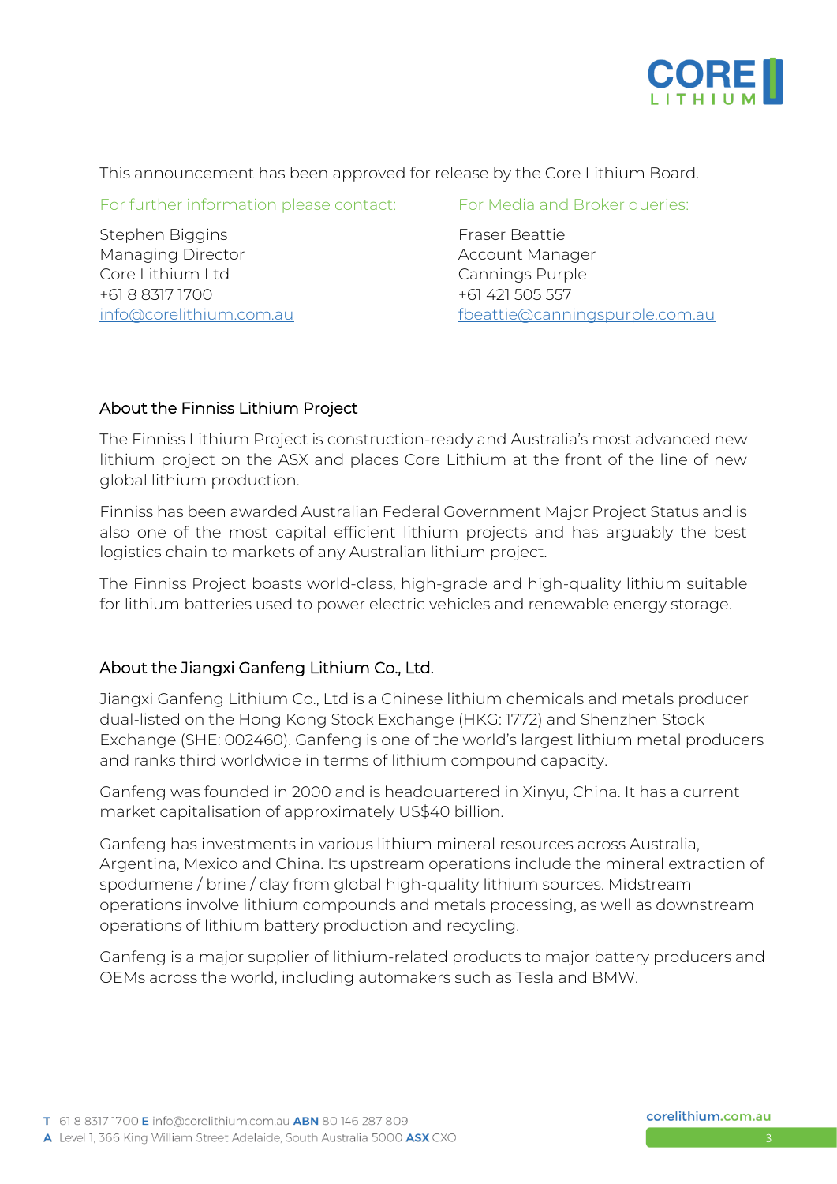This announcement has been approved for release by the Core Lithium Board.

For further information please contact:

Stephen Biggins
Managing Director
Core Lithium Ltd
+61 8 8317 1700
info@corelithium.com.au

For Media and Broker queries:

Fraser Beattie
Account Manager
Cannings Purple
+61 421 505 557
fbeattie@canningspurple.com.au

## About the Finniss Lithium Project

The Finniss Lithium Project is construction-ready and Australia's most advanced new lithium project on the ASX and places Core Lithium at the front of the line of new global lithium production.

Finniss has been awarded Australian Federal Government Major Project Status and is also one of the most capital efficient lithium projects and has arguably the best logistics chain to markets of any Australian lithium project.

The Finniss Project boasts world-class, high-grade and high-quality lithium suitable for lithium batteries used to power electric vehicles and renewable energy storage.

## About the Jiangxi Ganfeng Lithium Co., Ltd.

Jiangxi Ganfeng Lithium Co., Ltd is a Chinese lithium chemicals and metals producer dual-listed on the Hong Kong Stock Exchange (HKG: 1772) and Shenzhen Stock Exchange (SHE: 002460). Ganfeng is one of the world's largest lithium metal producers and ranks third worldwide in terms of lithium compound capacity.

Ganfeng was founded in 2000 and is headquartered in Xinyu, China. It has a current market capitalisation of approximately US$40 billion.

Ganfeng has investments in various lithium mineral resources across Australia, Argentina, Mexico and China. Its upstream operations include the mineral extraction of spodumene / brine / clay from global high-quality lithium sources. Midstream operations involve lithium compounds and metals processing, as well as downstream operations of lithium battery production and recycling.

Ganfeng is a major supplier of lithium-related products to major battery producers and OEMs across the world, including automakers such as Tesla and BMW.